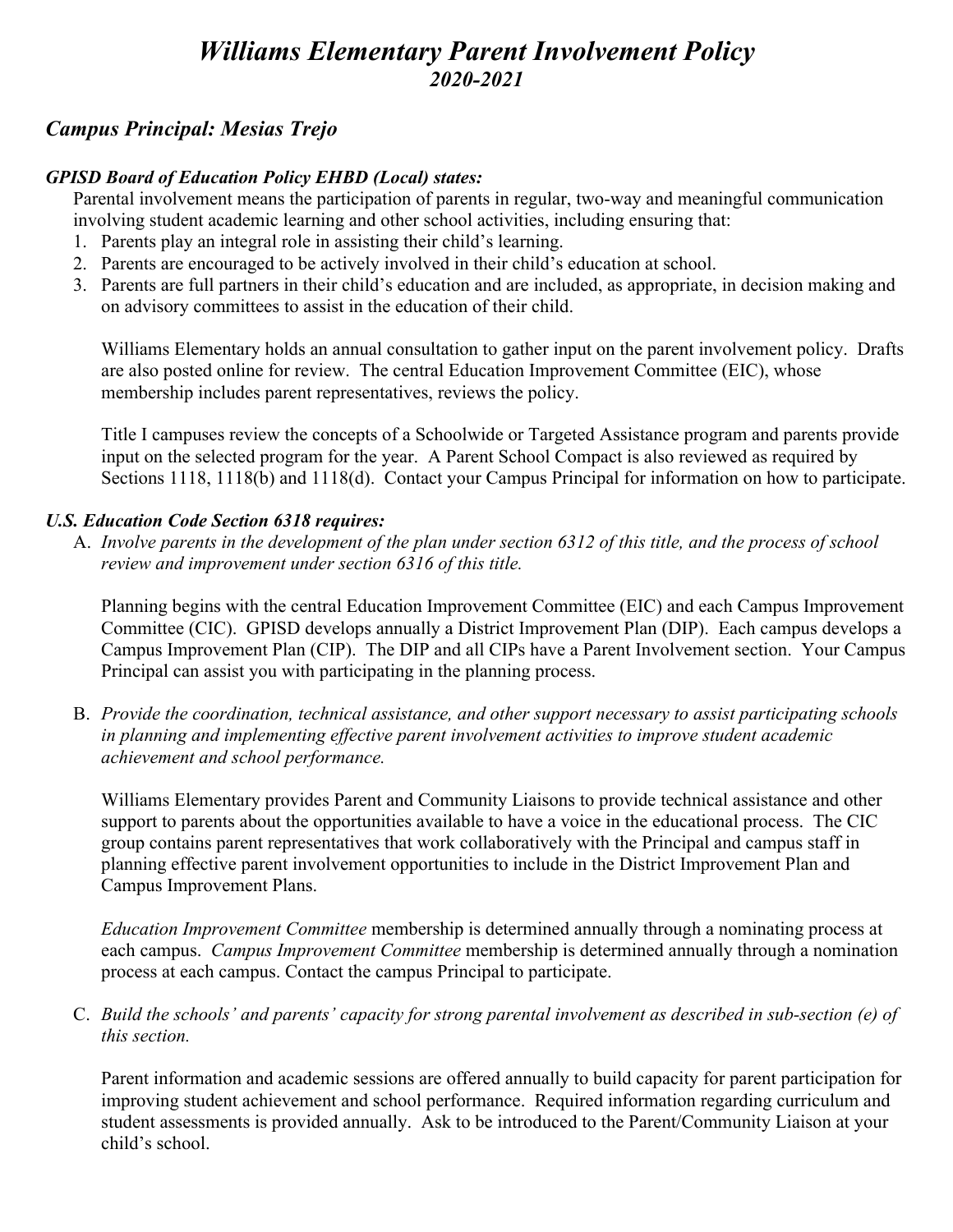# *Williams Elementary Parent Involvement Policy*
## *2020-2021*

## *Campus Principal: Mesias Trejo*

### *GPISD Board of Education Policy EHBD (Local) states:*

Parental involvement means the participation of parents in regular, two-way and meaningful communication involving student academic learning and other school activities, including ensuring that:

1. Parents play an integral role in assisting their child's learning.
2. Parents are encouraged to be actively involved in their child's education at school.
3. Parents are full partners in their child's education and are included, as appropriate, in decision making and on advisory committees to assist in the education of their child.

Williams Elementary holds an annual consultation to gather input on the parent involvement policy. Drafts are also posted online for review. The central Education Improvement Committee (EIC), whose membership includes parent representatives, reviews the policy.

Title I campuses review the concepts of a Schoolwide or Targeted Assistance program and parents provide input on the selected program for the year. A Parent School Compact is also reviewed as required by Sections 1118, 1118(b) and 1118(d). Contact your Campus Principal for information on how to participate.

### *U.S. Education Code Section 6318 requires:*

A. *Involve parents in the development of the plan under section 6312 of this title, and the process of school review and improvement under section 6316 of this title.*

Planning begins with the central Education Improvement Committee (EIC) and each Campus Improvement Committee (CIC). GPISD develops annually a District Improvement Plan (DIP). Each campus develops a Campus Improvement Plan (CIP). The DIP and all CIPs have a Parent Involvement section. Your Campus Principal can assist you with participating in the planning process.

B. *Provide the coordination, technical assistance, and other support necessary to assist participating schools in planning and implementing effective parent involvement activities to improve student academic achievement and school performance.*

Williams Elementary provides Parent and Community Liaisons to provide technical assistance and other support to parents about the opportunities available to have a voice in the educational process. The CIC group contains parent representatives that work collaboratively with the Principal and campus staff in planning effective parent involvement opportunities to include in the District Improvement Plan and Campus Improvement Plans.

*Education Improvement Committee* membership is determined annually through a nominating process at each campus. *Campus Improvement Committee* membership is determined annually through a nomination process at each campus. Contact the campus Principal to participate.

C. *Build the schools' and parents' capacity for strong parental involvement as described in sub-section (e) of this section.*

Parent information and academic sessions are offered annually to build capacity for parent participation for improving student achievement and school performance. Required information regarding curriculum and student assessments is provided annually. Ask to be introduced to the Parent/Community Liaison at your child's school.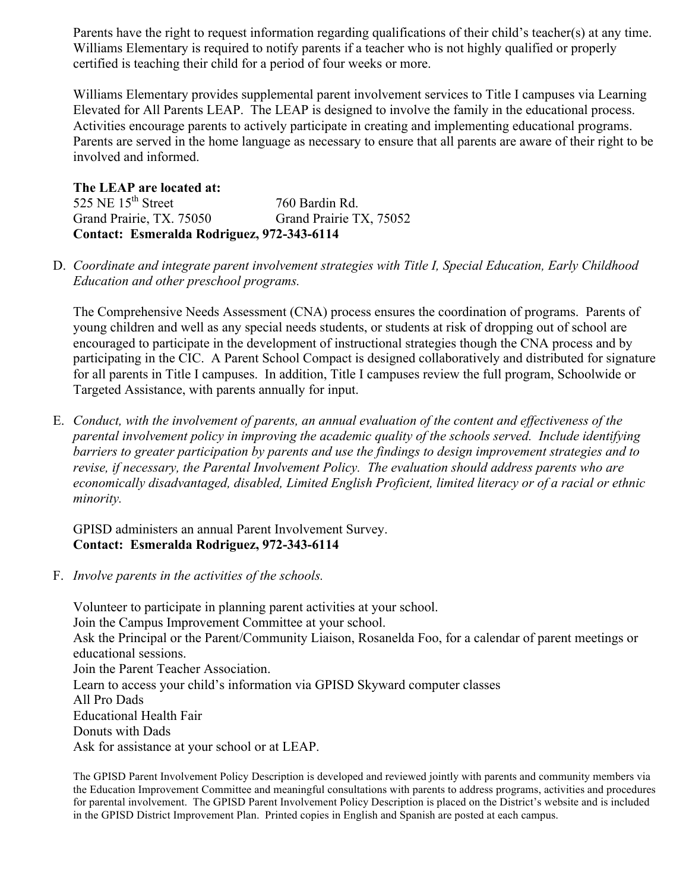Parents have the right to request information regarding qualifications of their child's teacher(s) at any time. Williams Elementary is required to notify parents if a teacher who is not highly qualified or properly certified is teaching their child for a period of four weeks or more.

Williams Elementary provides supplemental parent involvement services to Title I campuses via Learning Elevated for All Parents LEAP. The LEAP is designed to involve the family in the educational process. Activities encourage parents to actively participate in creating and implementing educational programs. Parents are served in the home language as necessary to ensure that all parents are aware of their right to be involved and informed.

**The LEAP are located at:**

525 NE 15th Street
Grand Prairie, TX. 75050

760 Bardin Rd.
Grand Prairie TX, 75052

**Contact: Esmeralda Rodriguez, 972-343-6114**

D. *Coordinate and integrate parent involvement strategies with Title I, Special Education, Early Childhood Education and other preschool programs.*

The Comprehensive Needs Assessment (CNA) process ensures the coordination of programs. Parents of young children and well as any special needs students, or students at risk of dropping out of school are encouraged to participate in the development of instructional strategies though the CNA process and by participating in the CIC. A Parent School Compact is designed collaboratively and distributed for signature for all parents in Title I campuses. In addition, Title I campuses review the full program, Schoolwide or Targeted Assistance, with parents annually for input.

E. *Conduct, with the involvement of parents, an annual evaluation of the content and effectiveness of the parental involvement policy in improving the academic quality of the schools served. Include identifying barriers to greater participation by parents and use the findings to design improvement strategies and to revise, if necessary, the Parental Involvement Policy. The evaluation should address parents who are economically disadvantaged, disabled, Limited English Proficient, limited literacy or of a racial or ethnic minority.*

GPISD administers an annual Parent Involvement Survey.
**Contact: Esmeralda Rodriguez, 972-343-6114**

F. *Involve parents in the activities of the schools.*

Volunteer to participate in planning parent activities at your school.
Join the Campus Improvement Committee at your school.
Ask the Principal or the Parent/Community Liaison, Rosanelda Foo, for a calendar of parent meetings or educational sessions.
Join the Parent Teacher Association.
Learn to access your child's information via GPISD Skyward computer classes
All Pro Dads
Educational Health Fair
Donuts with Dads
Ask for assistance at your school or at LEAP.

The GPISD Parent Involvement Policy Description is developed and reviewed jointly with parents and community members via the Education Improvement Committee and meaningful consultations with parents to address programs, activities and procedures for parental involvement. The GPISD Parent Involvement Policy Description is placed on the District's website and is included in the GPISD District Improvement Plan. Printed copies in English and Spanish are posted at each campus.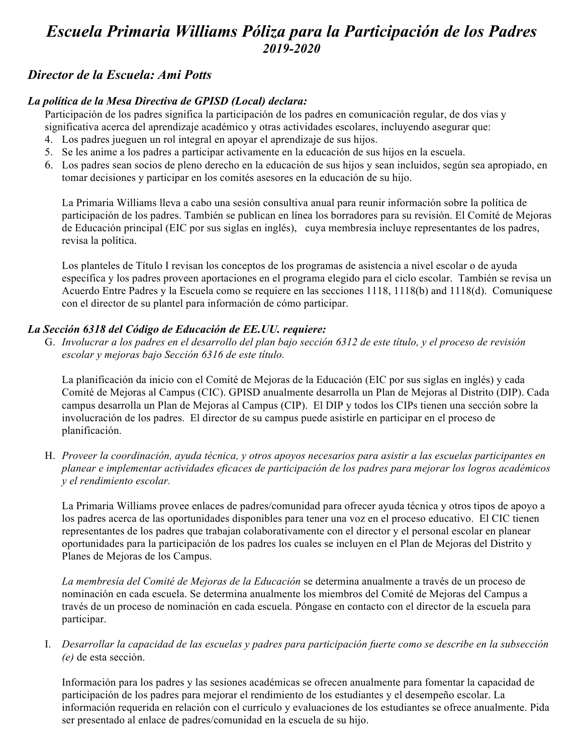# *Escuela Primaria Williams Póliza para la Participación de los Padres*

***2019-2020***

## *Director de la Escuela: Ami Potts*

### *La política de la Mesa Directiva de GPISD (Local) declara:*

Participación de los padres significa la participación de los padres en comunicación regular, de dos vías y significativa acerca del aprendizaje académico y otras actividades escolares, incluyendo asegurar que:

4. Los padres jueguen un rol integral en apoyar el aprendizaje de sus hijos.
5. Se les anime a los padres a participar activamente en la educación de sus hijos en la escuela.
6. Los padres sean socios de pleno derecho en la educación de sus hijos y sean incluidos, según sea apropiado, en tomar decisiones y participar en los comités asesores en la educación de su hijo.

La Primaria Williams lleva a cabo una sesión consultiva anual para reunir información sobre la política de participación de los padres. También se publican en línea los borradores para su revisión. El Comité de Mejoras de Educación principal (EIC por sus siglas en inglés), cuya membresía incluye representantes de los padres, revisa la política.

Los planteles de Título I revisan los conceptos de los programas de asistencia a nivel escolar o de ayuda específica y los padres proveen aportaciones en el programa elegido para el ciclo escolar. También se revisa un Acuerdo Entre Padres y la Escuela como se requiere en las secciones 1118, 1118(b) and 1118(d). Comuníquese con el director de su plantel para información de cómo participar.

### *La Sección 6318 del Código de Educación de EE.UU. requiere:*

G. *Involucrar a los padres en el desarrollo del plan bajo sección 6312 de este título, y el proceso de revisión escolar y mejoras bajo Sección 6316 de este título.*

La planificación da inicio con el Comité de Mejoras de la Educación (EIC por sus siglas en inglés) y cada Comité de Mejoras al Campus (CIC). GPISD anualmente desarrolla un Plan de Mejoras al Distrito (DIP). Cada campus desarrolla un Plan de Mejoras al Campus (CIP). El DIP y todos los CIPs tienen una sección sobre la involucración de los padres. El director de su campus puede asistirle en participar en el proceso de planificación.

H. *Proveer la coordinación, ayuda técnica, y otros apoyos necesarios para asistir a las escuelas participantes en planear e implementar actividades eficaces de participación de los padres para mejorar los logros académicos y el rendimiento escolar.*

La Primaria Williams provee enlaces de padres/comunidad para ofrecer ayuda técnica y otros tipos de apoyo a los padres acerca de las oportunidades disponibles para tener una voz en el proceso educativo. El CIC tienen representantes de los padres que trabajan colaborativamente con el director y el personal escolar en planear oportunidades para la participación de los padres los cuales se incluyen en el Plan de Mejoras del Distrito y Planes de Mejoras de los Campus.

*La membresía del Comité de Mejoras de la Educación* se determina anualmente a través de un proceso de nominación en cada escuela. Se determina anualmente los miembros del Comité de Mejoras del Campus a través de un proceso de nominación en cada escuela. Póngase en contacto con el director de la escuela para participar.

I. *Desarrollar la capacidad de las escuelas y padres para participación fuerte como se describe en la subsección (e)* de esta sección.

Información para los padres y las sesiones académicas se ofrecen anualmente para fomentar la capacidad de participación de los padres para mejorar el rendimiento de los estudiantes y el desempeño escolar. La información requerida en relación con el currículo y evaluaciones de los estudiantes se ofrece anualmente. Pida ser presentado al enlace de padres/comunidad en la escuela de su hijo.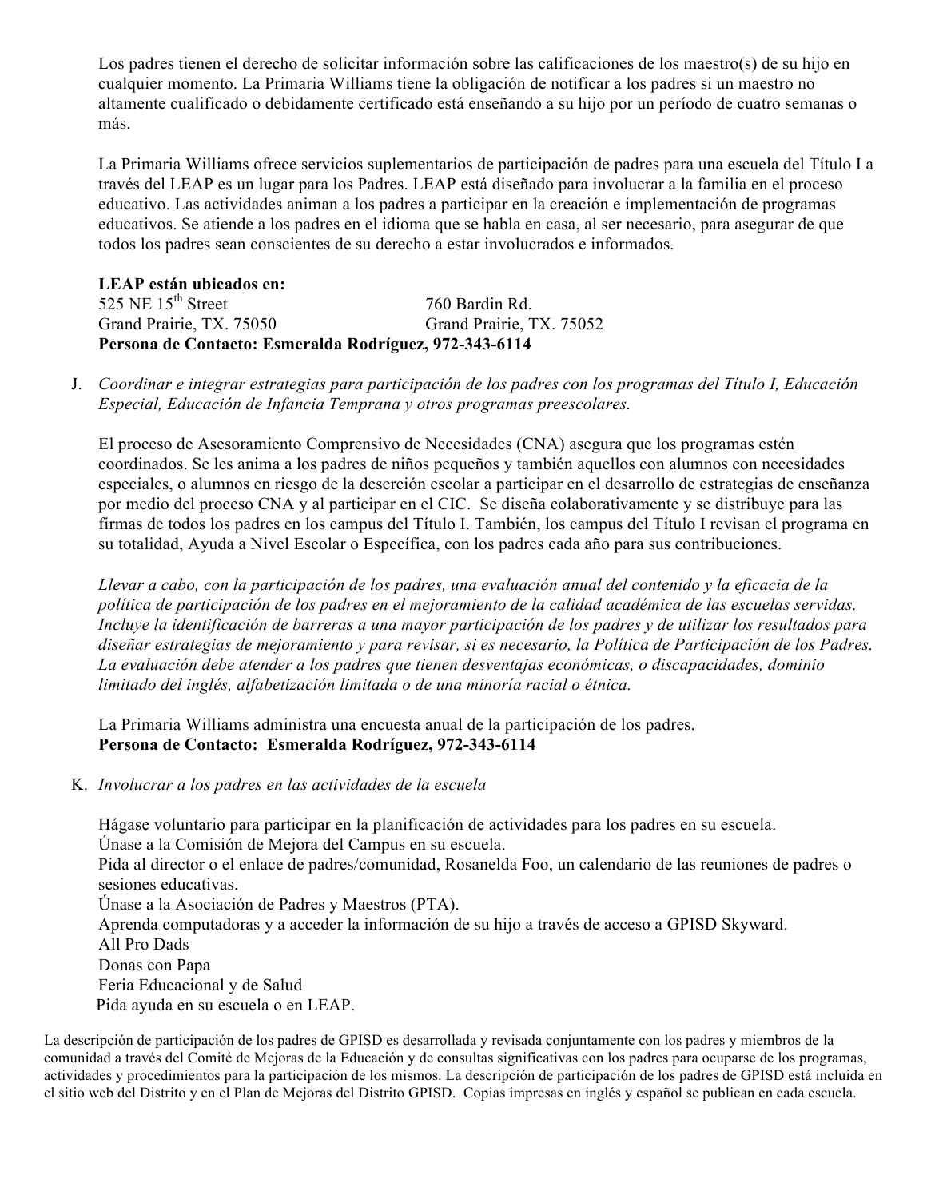Los padres tienen el derecho de solicitar información sobre las calificaciones de los maestro(s) de su hijo en cualquier momento. La Primaria Williams tiene la obligación de notificar a los padres si un maestro no altamente cualificado o debidamente certificado está enseñando a su hijo por un período de cuatro semanas o más.

La Primaria Williams ofrece servicios suplementarios de participación de padres para una escuela del Título I a través del LEAP es un lugar para los Padres. LEAP está diseñado para involucrar a la familia en el proceso educativo. Las actividades animan a los padres a participar en la creación e implementación de programas educativos. Se atiende a los padres en el idioma que se habla en casa, al ser necesario, para asegurar de que todos los padres sean conscientes de su derecho a estar involucrados e informados.

**LEAP están ubicados en:**

| | |
|---|---|
| 525 NE 15th Street | 760 Bardin Rd. |
| Grand Prairie, TX. 75050 | Grand Prairie, TX. 75052 |

**Persona de Contacto: Esmeralda Rodríguez, 972-343-6114**

J. *Coordinar e integrar estrategias para participación de los padres con los programas del Título I, Educación Especial, Educación de Infancia Temprana y otros programas preescolares.*

El proceso de Asesoramiento Comprensivo de Necesidades (CNA) asegura que los programas estén coordinados. Se les anima a los padres de niños pequeños y también aquellos con alumnos con necesidades especiales, o alumnos en riesgo de la deserción escolar a participar en el desarrollo de estrategias de enseñanza por medio del proceso CNA y al participar en el CIC. Se diseña colaborativamente y se distribuye para las firmas de todos los padres en los campus del Título I. También, los campus del Título I revisan el programa en su totalidad, Ayuda a Nivel Escolar o Específica, con los padres cada año para sus contribuciones.

*Llevar a cabo, con la participación de los padres, una evaluación anual del contenido y la eficacia de la política de participación de los padres en el mejoramiento de la calidad académica de las escuelas servidas. Incluye la identificación de barreras a una mayor participación de los padres y de utilizar los resultados para diseñar estrategias de mejoramiento y para revisar, si es necesario, la Política de Participación de los Padres. La evaluación debe atender a los padres que tienen desventajas económicas, o discapacidades, dominio limitado del inglés, alfabetización limitada o de una minoría racial o étnica.*

La Primaria Williams administra una encuesta anual de la participación de los padres.
**Persona de Contacto: Esmeralda Rodríguez, 972-343-6114**

K. *Involucrar a los padres en las actividades de la escuela*

Hágase voluntario para participar en la planificación de actividades para los padres en su escuela.
Únase a la Comisión de Mejora del Campus en su escuela.
Pida al director o el enlace de padres/comunidad, Rosanelda Foo, un calendario de las reuniones de padres o sesiones educativas.
Únase a la Asociación de Padres y Maestros (PTA).
Aprenda computadoras y a acceder la información de su hijo a través de acceso a GPISD Skyward.
All Pro Dads
Donas con Papa
Feria Educacional y de Salud
Pida ayuda en su escuela o en LEAP.

La descripción de participación de los padres de GPISD es desarrollada y revisada conjuntamente con los padres y miembros de la comunidad a través del Comité de Mejoras de la Educación y de consultas significativas con los padres para ocuparse de los programas, actividades y procedimientos para la participación de los mismos. La descripción de participación de los padres de GPISD está incluida en el sitio web del Distrito y en el Plan de Mejoras del Distrito GPISD. Copias impresas en inglés y español se publican en cada escuela.